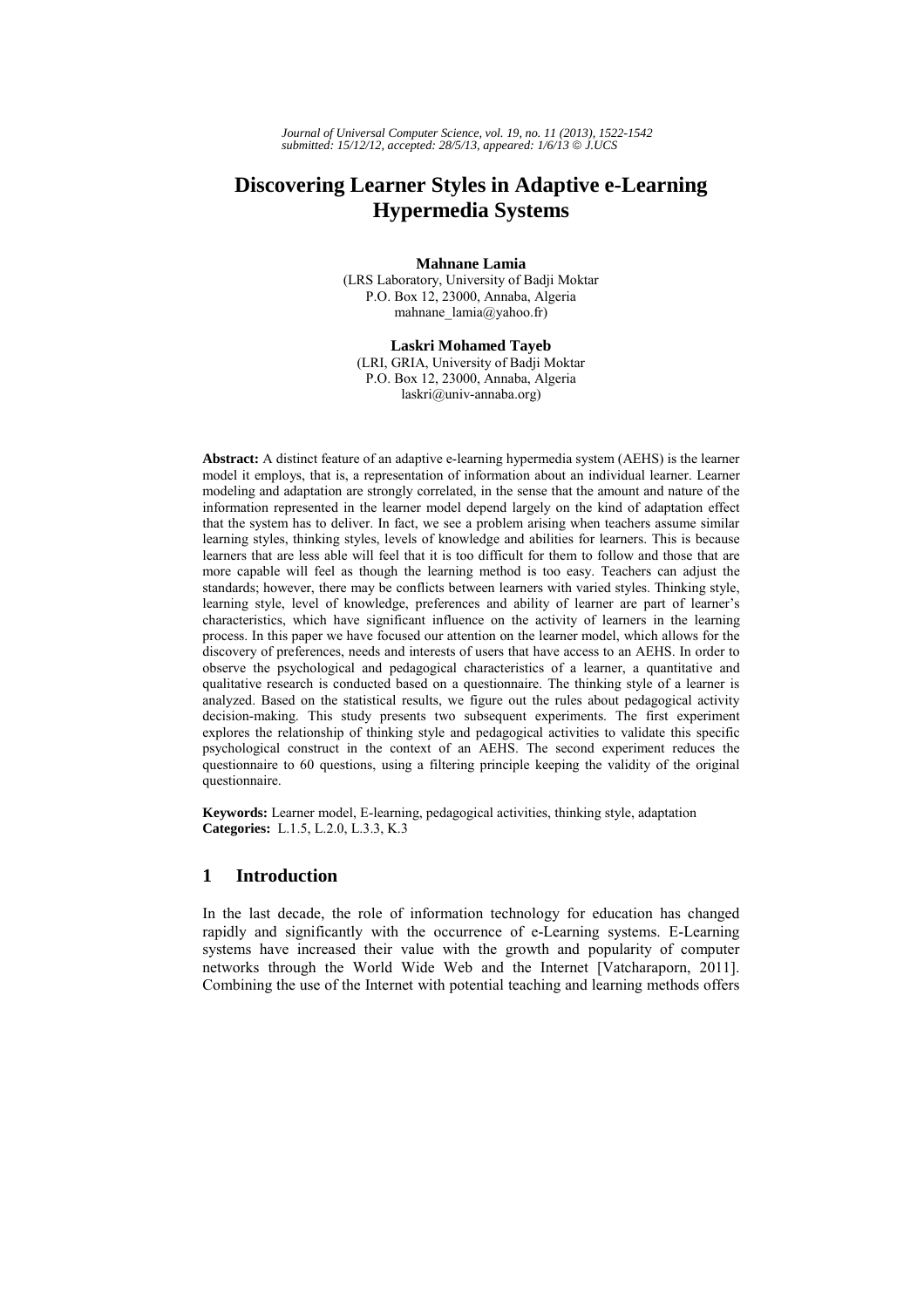*Journal of Universal Computer Science, vol. 19, no. 11 (2013), 1522-1542*
*submitted: 15/12/12, accepted: 28/5/13, appeared: 1/6/13 © J.UCS*

# Discovering Learner Styles in Adaptive e-Learning Hypermedia Systems

**Mahnane Lamia**
(LRS Laboratory, University of Badji Moktar
P.O. Box 12, 23000, Annaba, Algeria
mahnane_lamia@yahoo.fr)

**Laskri Mohamed Tayeb**
(LRI, GRIA, University of Badji Moktar
P.O. Box 12, 23000, Annaba, Algeria
laskri@univ-annaba.org)

**Abstract:** A distinct feature of an adaptive e-learning hypermedia system (AEHS) is the learner model it employs, that is, a representation of information about an individual learner. Learner modeling and adaptation are strongly correlated, in the sense that the amount and nature of the information represented in the learner model depend largely on the kind of adaptation effect that the system has to deliver. In fact, we see a problem arising when teachers assume similar learning styles, thinking styles, levels of knowledge and abilities for learners. This is because learners that are less able will feel that it is too difficult for them to follow and those that are more capable will feel as though the learning method is too easy. Teachers can adjust the standards; however, there may be conflicts between learners with varied styles. Thinking style, learning style, level of knowledge, preferences and ability of learner are part of learner's characteristics, which have significant influence on the activity of learners in the learning process. In this paper we have focused our attention on the learner model, which allows for the discovery of preferences, needs and interests of users that have access to an AEHS. In order to observe the psychological and pedagogical characteristics of a learner, a quantitative and qualitative research is conducted based on a questionnaire. The thinking style of a learner is analyzed. Based on the statistical results, we figure out the rules about pedagogical activity decision-making. This study presents two subsequent experiments. The first experiment explores the relationship of thinking style and pedagogical activities to validate this specific psychological construct in the context of an AEHS. The second experiment reduces the questionnaire to 60 questions, using a filtering principle keeping the validity of the original questionnaire.

**Keywords:** Learner model, E-learning, pedagogical activities, thinking style, adaptation
**Categories:** L.1.5, L.2.0, L.3.3, K.3

## 1 Introduction

In the last decade, the role of information technology for education has changed rapidly and significantly with the occurrence of e-Learning systems. E-Learning systems have increased their value with the growth and popularity of computer networks through the World Wide Web and the Internet [Vatcharaporn, 2011]. Combining the use of the Internet with potential teaching and learning methods offers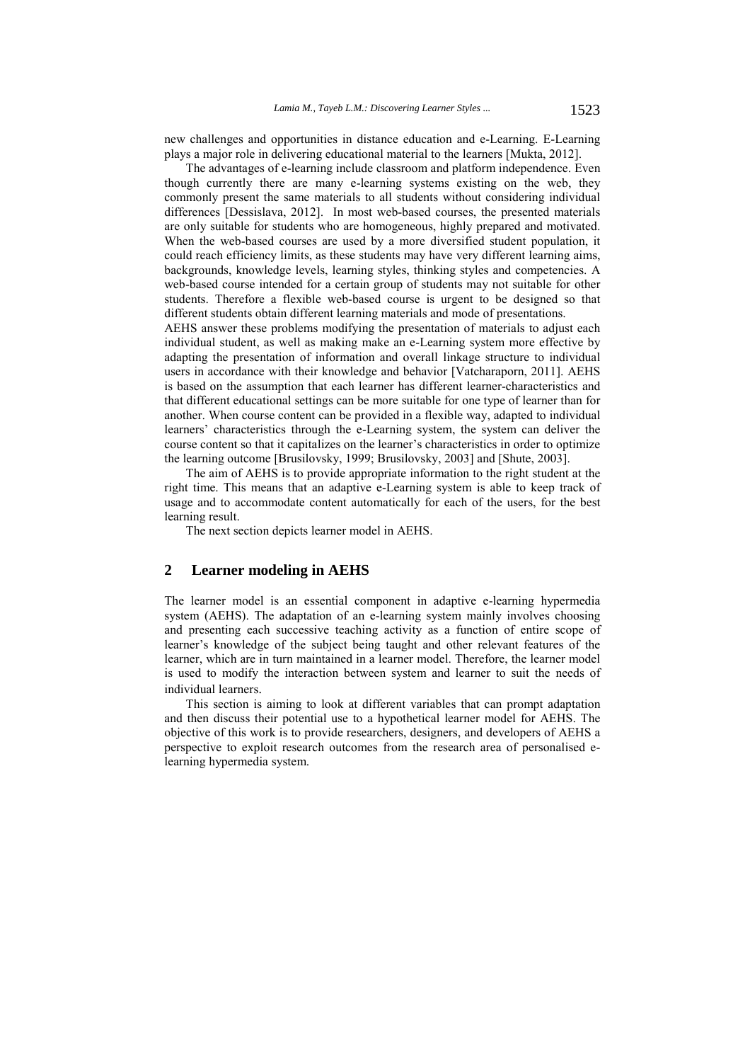new challenges and opportunities in distance education and e-Learning. E-Learning plays a major role in delivering educational material to the learners [Mukta, 2012].

The advantages of e-learning include classroom and platform independence. Even though currently there are many e-learning systems existing on the web, they commonly present the same materials to all students without considering individual differences [Dessislava, 2012]. In most web-based courses, the presented materials are only suitable for students who are homogeneous, highly prepared and motivated. When the web-based courses are used by a more diversified student population, it could reach efficiency limits, as these students may have very different learning aims, backgrounds, knowledge levels, learning styles, thinking styles and competencies. A web-based course intended for a certain group of students may not suitable for other students. Therefore a flexible web-based course is urgent to be designed so that different students obtain different learning materials and mode of presentations.

AEHS answer these problems modifying the presentation of materials to adjust each individual student, as well as making make an e-Learning system more effective by adapting the presentation of information and overall linkage structure to individual users in accordance with their knowledge and behavior [Vatcharaporn, 2011]. AEHS is based on the assumption that each learner has different learner-characteristics and that different educational settings can be more suitable for one type of learner than for another. When course content can be provided in a flexible way, adapted to individual learners' characteristics through the e-Learning system, the system can deliver the course content so that it capitalizes on the learner's characteristics in order to optimize the learning outcome [Brusilovsky, 1999; Brusilovsky, 2003] and [Shute, 2003].

The aim of AEHS is to provide appropriate information to the right student at the right time. This means that an adaptive e-Learning system is able to keep track of usage and to accommodate content automatically for each of the users, for the best learning result.

The next section depicts learner model in AEHS.

## 2 Learner modeling in AEHS

The learner model is an essential component in adaptive e-learning hypermedia system (AEHS). The adaptation of an e-learning system mainly involves choosing and presenting each successive teaching activity as a function of entire scope of learner's knowledge of the subject being taught and other relevant features of the learner, which are in turn maintained in a learner model. Therefore, the learner model is used to modify the interaction between system and learner to suit the needs of individual learners.

This section is aiming to look at different variables that can prompt adaptation and then discuss their potential use to a hypothetical learner model for AEHS. The objective of this work is to provide researchers, designers, and developers of AEHS a perspective to exploit research outcomes from the research area of personalised e-learning hypermedia system.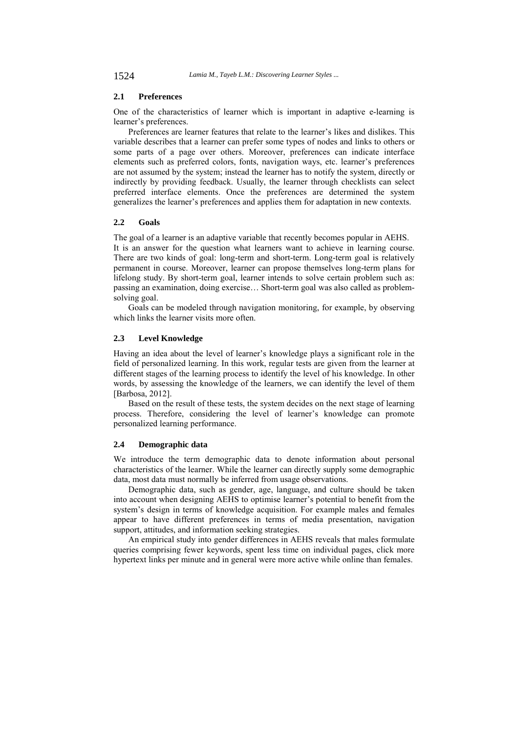### 2.1 Preferences

One of the characteristics of learner which is important in adaptive e-learning is learner's preferences.

Preferences are learner features that relate to the learner's likes and dislikes. This variable describes that a learner can prefer some types of nodes and links to others or some parts of a page over others. Moreover, preferences can indicate interface elements such as preferred colors, fonts, navigation ways, etc. learner's preferences are not assumed by the system; instead the learner has to notify the system, directly or indirectly by providing feedback. Usually, the learner through checklists can select preferred interface elements. Once the preferences are determined the system generalizes the learner's preferences and applies them for adaptation in new contexts.

### 2.2 Goals

The goal of a learner is an adaptive variable that recently becomes popular in AEHS. It is an answer for the question what learners want to achieve in learning course. There are two kinds of goal: long-term and short-term. Long-term goal is relatively permanent in course. Moreover, learner can propose themselves long-term plans for lifelong study. By short-term goal, learner intends to solve certain problem such as: passing an examination, doing exercise… Short-term goal was also called as problem-solving goal.

Goals can be modeled through navigation monitoring, for example, by observing which links the learner visits more often.

### 2.3 Level Knowledge

Having an idea about the level of learner's knowledge plays a significant role in the field of personalized learning. In this work, regular tests are given from the learner at different stages of the learning process to identify the level of his knowledge. In other words, by assessing the knowledge of the learners, we can identify the level of them [Barbosa, 2012].

Based on the result of these tests, the system decides on the next stage of learning process. Therefore, considering the level of learner's knowledge can promote personalized learning performance.

### 2.4 Demographic data

We introduce the term demographic data to denote information about personal characteristics of the learner. While the learner can directly supply some demographic data, most data must normally be inferred from usage observations.

Demographic data, such as gender, age, language, and culture should be taken into account when designing AEHS to optimise learner's potential to benefit from the system's design in terms of knowledge acquisition. For example males and females appear to have different preferences in terms of media presentation, navigation support, attitudes, and information seeking strategies.

An empirical study into gender differences in AEHS reveals that males formulate queries comprising fewer keywords, spent less time on individual pages, click more hypertext links per minute and in general were more active while online than females.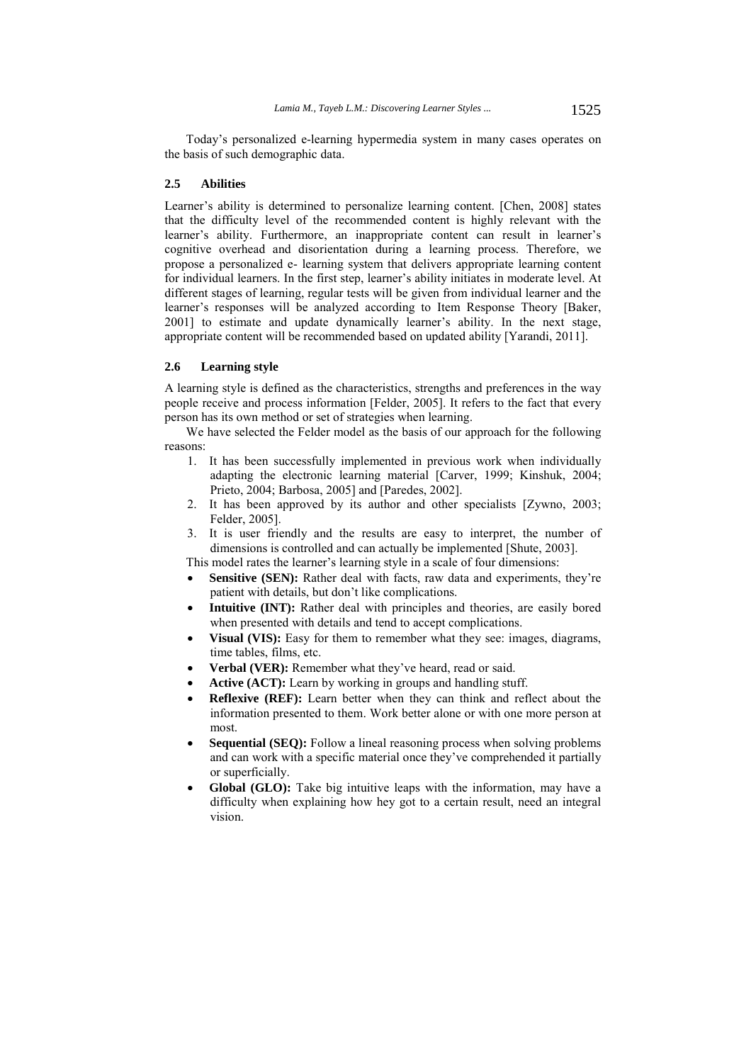Today's personalized e-learning hypermedia system in many cases operates on the basis of such demographic data.

### 2.5 Abilities

Learner's ability is determined to personalize learning content. [Chen, 2008] states that the difficulty level of the recommended content is highly relevant with the learner's ability. Furthermore, an inappropriate content can result in learner's cognitive overhead and disorientation during a learning process. Therefore, we propose a personalized e- learning system that delivers appropriate learning content for individual learners. In the first step, learner's ability initiates in moderate level. At different stages of learning, regular tests will be given from individual learner and the learner's responses will be analyzed according to Item Response Theory [Baker, 2001] to estimate and update dynamically learner's ability. In the next stage, appropriate content will be recommended based on updated ability [Yarandi, 2011].

### 2.6 Learning style

A learning style is defined as the characteristics, strengths and preferences in the way people receive and process information [Felder, 2005]. It refers to the fact that every person has its own method or set of strategies when learning.

We have selected the Felder model as the basis of our approach for the following reasons:

1. It has been successfully implemented in previous work when individually adapting the electronic learning material [Carver, 1999; Kinshuk, 2004; Prieto, 2004; Barbosa, 2005] and [Paredes, 2002].
2. It has been approved by its author and other specialists [Zywno, 2003; Felder, 2005].
3. It is user friendly and the results are easy to interpret, the number of dimensions is controlled and can actually be implemented [Shute, 2003].

This model rates the learner's learning style in a scale of four dimensions:

- **Sensitive (SEN):** Rather deal with facts, raw data and experiments, they're patient with details, but don't like complications.
- **Intuitive (INT):** Rather deal with principles and theories, are easily bored when presented with details and tend to accept complications.
- **Visual (VIS):** Easy for them to remember what they see: images, diagrams, time tables, films, etc.
- **Verbal (VER):** Remember what they've heard, read or said.
- **Active (ACT):** Learn by working in groups and handling stuff.
- **Reflexive (REF):** Learn better when they can think and reflect about the information presented to them. Work better alone or with one more person at most.
- **Sequential (SEQ):** Follow a lineal reasoning process when solving problems and can work with a specific material once they've comprehended it partially or superficially.
- **Global (GLO):** Take big intuitive leaps with the information, may have a difficulty when explaining how hey got to a certain result, need an integral vision.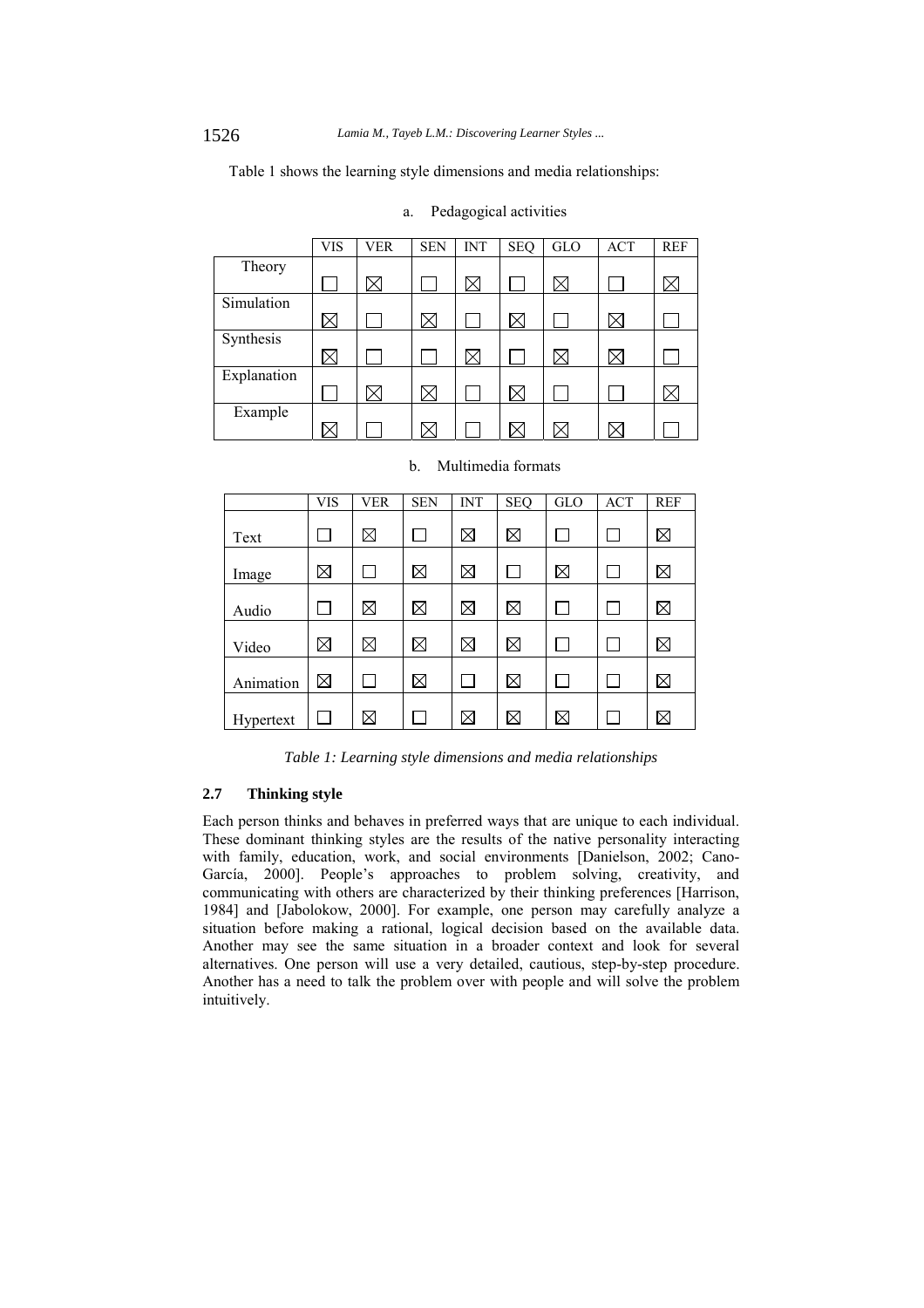Table 1 shows the learning style dimensions and media relationships:

a. Pedagogical activities

| | VIS | VER | SEN | INT | SEQ | GLO | ACT | REF |
|---|---|---|---|---|---|---|---|---|
| Theory | ☐ | ☒ | ☐ | ☒ | ☐ | ☒ | ☐ | ☒ |
| Simulation | ☒ | ☐ | ☒ | ☐ | ☒ | ☐ | ☒ | ☐ |
| Synthesis | ☒ | ☐ | ☐ | ☒ | ☐ | ☒ | ☒ | ☐ |
| Explanation | ☐ | ☒ | ☒ | ☐ | ☒ | ☐ | ☐ | ☒ |
| Example | ☒ | ☐ | ☒ | ☐ | ☒ | ☒ | ☒ | ☐ |

b. Multimedia formats

| | VIS | VER | SEN | INT | SEQ | GLO | ACT | REF |
|---|---|---|---|---|---|---|---|---|
| Text | ☐ | ☒ | ☐ | ☒ | ☒ | ☐ | ☐ | ☒ |
| Image | ☒ | ☐ | ☒ | ☒ | ☐ | ☒ | ☐ | ☒ |
| Audio | ☐ | ☒ | ☒ | ☒ | ☒ | ☐ | ☐ | ☒ |
| Video | ☒ | ☒ | ☒ | ☒ | ☒ | ☐ | ☐ | ☒ |
| Animation | ☒ | ☐ | ☒ | ☐ | ☒ | ☐ | ☐ | ☒ |
| Hypertext | ☐ | ☒ | ☐ | ☒ | ☒ | ☒ | ☐ | ☒ |

*Table 1: Learning style dimensions and media relationships*

### 2.7 Thinking style

Each person thinks and behaves in preferred ways that are unique to each individual. These dominant thinking styles are the results of the native personality interacting with family, education, work, and social environments [Danielson, 2002; Cano-García, 2000]. People's approaches to problem solving, creativity, and communicating with others are characterized by their thinking preferences [Harrison, 1984] and [Jabolokow, 2000]. For example, one person may carefully analyze a situation before making a rational, logical decision based on the available data. Another may see the same situation in a broader context and look for several alternatives. One person will use a very detailed, cautious, step-by-step procedure. Another has a need to talk the problem over with people and will solve the problem intuitively.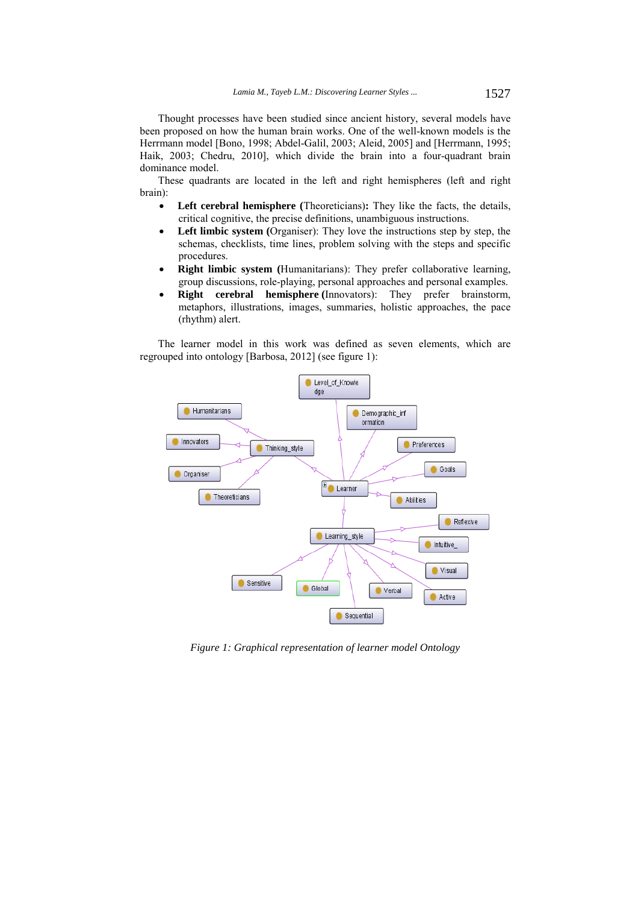Thought processes have been studied since ancient history, several models have been proposed on how the human brain works. One of the well-known models is the Herrmann model [Bono, 1998; Abdel-Galil, 2003; Aleid, 2005] and [Herrmann, 1995; Haik, 2003; Chedru, 2010], which divide the brain into a four-quadrant brain dominance model.

These quadrants are located in the left and right hemispheres (left and right brain):

- **Left cerebral hemisphere (**Theoreticians**):** They like the facts, the details, critical cognitive, the precise definitions, unambiguous instructions.
- **Left limbic system (**Organiser): They love the instructions step by step, the schemas, checklists, time lines, problem solving with the steps and specific procedures.
- **Right limbic system (**Humanitarians): They prefer collaborative learning, group discussions, role-playing, personal approaches and personal examples.
- **Right cerebral hemisphere (**Innovators): They prefer brainstorm, metaphors, illustrations, images, summaries, holistic approaches, the pace (rhythm) alert.

The learner model in this work was defined as seven elements, which are regrouped into ontology [Barbosa, 2012] (see figure 1):

*Figure 1: Graphical representation of learner model Ontology*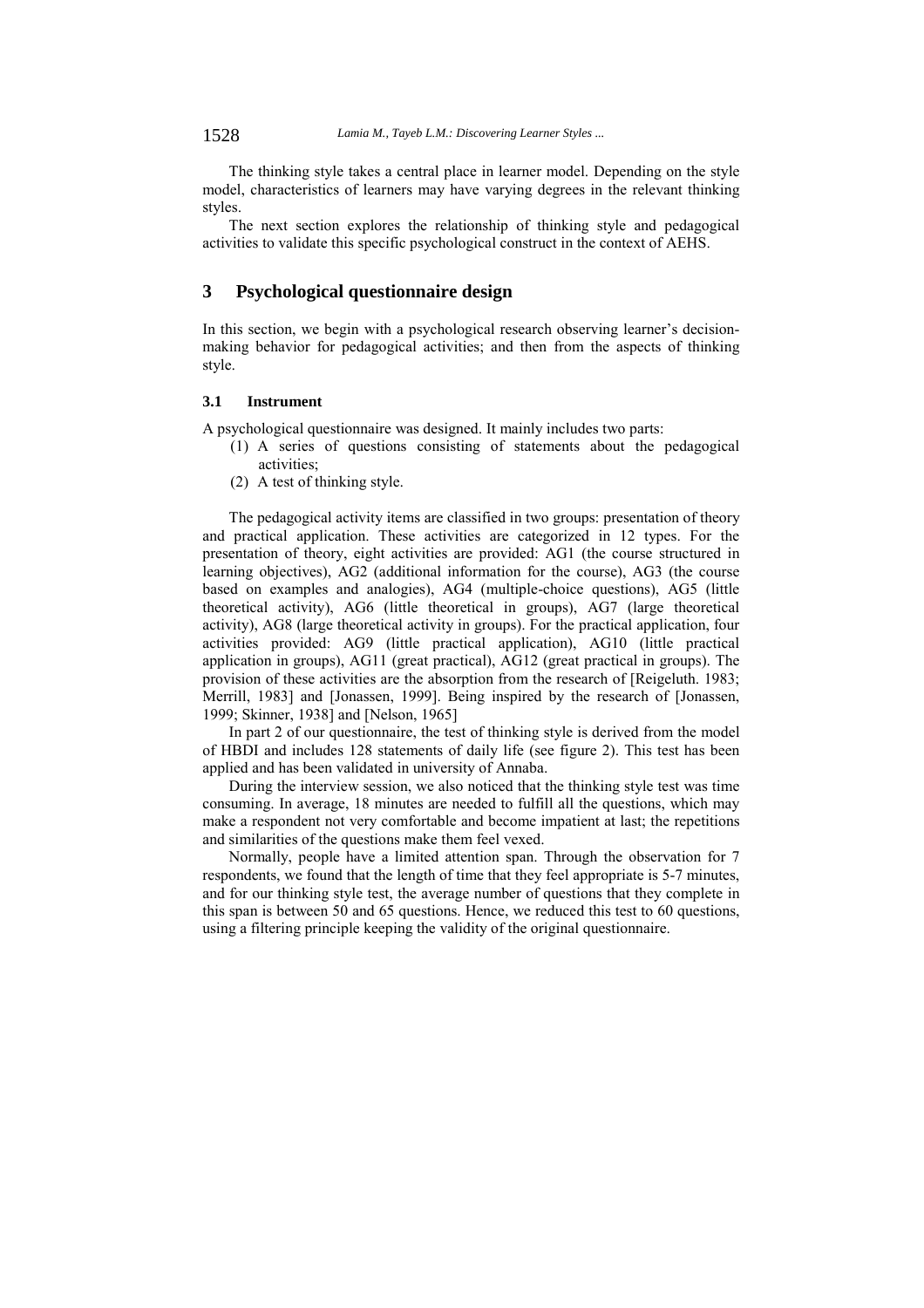The thinking style takes a central place in learner model. Depending on the style model, characteristics of learners may have varying degrees in the relevant thinking styles.

The next section explores the relationship of thinking style and pedagogical activities to validate this specific psychological construct in the context of AEHS.

## 3 Psychological questionnaire design

In this section, we begin with a psychological research observing learner's decision-making behavior for pedagogical activities; and then from the aspects of thinking style.

### 3.1 Instrument

A psychological questionnaire was designed. It mainly includes two parts:

(1) A series of questions consisting of statements about the pedagogical activities;
(2) A test of thinking style.

The pedagogical activity items are classified in two groups: presentation of theory and practical application. These activities are categorized in 12 types. For the presentation of theory, eight activities are provided: AG1 (the course structured in learning objectives), AG2 (additional information for the course), AG3 (the course based on examples and analogies), AG4 (multiple-choice questions), AG5 (little theoretical activity), AG6 (little theoretical in groups), AG7 (large theoretical activity), AG8 (large theoretical activity in groups). For the practical application, four activities provided: AG9 (little practical application), AG10 (little practical application in groups), AG11 (great practical), AG12 (great practical in groups). The provision of these activities are the absorption from the research of [Reigeluth. 1983; Merrill, 1983] and [Jonassen, 1999]. Being inspired by the research of [Jonassen, 1999; Skinner, 1938] and [Nelson, 1965]

In part 2 of our questionnaire, the test of thinking style is derived from the model of HBDI and includes 128 statements of daily life (see figure 2). This test has been applied and has been validated in university of Annaba.

During the interview session, we also noticed that the thinking style test was time consuming. In average, 18 minutes are needed to fulfill all the questions, which may make a respondent not very comfortable and become impatient at last; the repetitions and similarities of the questions make them feel vexed.

Normally, people have a limited attention span. Through the observation for 7 respondents, we found that the length of time that they feel appropriate is 5-7 minutes, and for our thinking style test, the average number of questions that they complete in this span is between 50 and 65 questions. Hence, we reduced this test to 60 questions, using a filtering principle keeping the validity of the original questionnaire.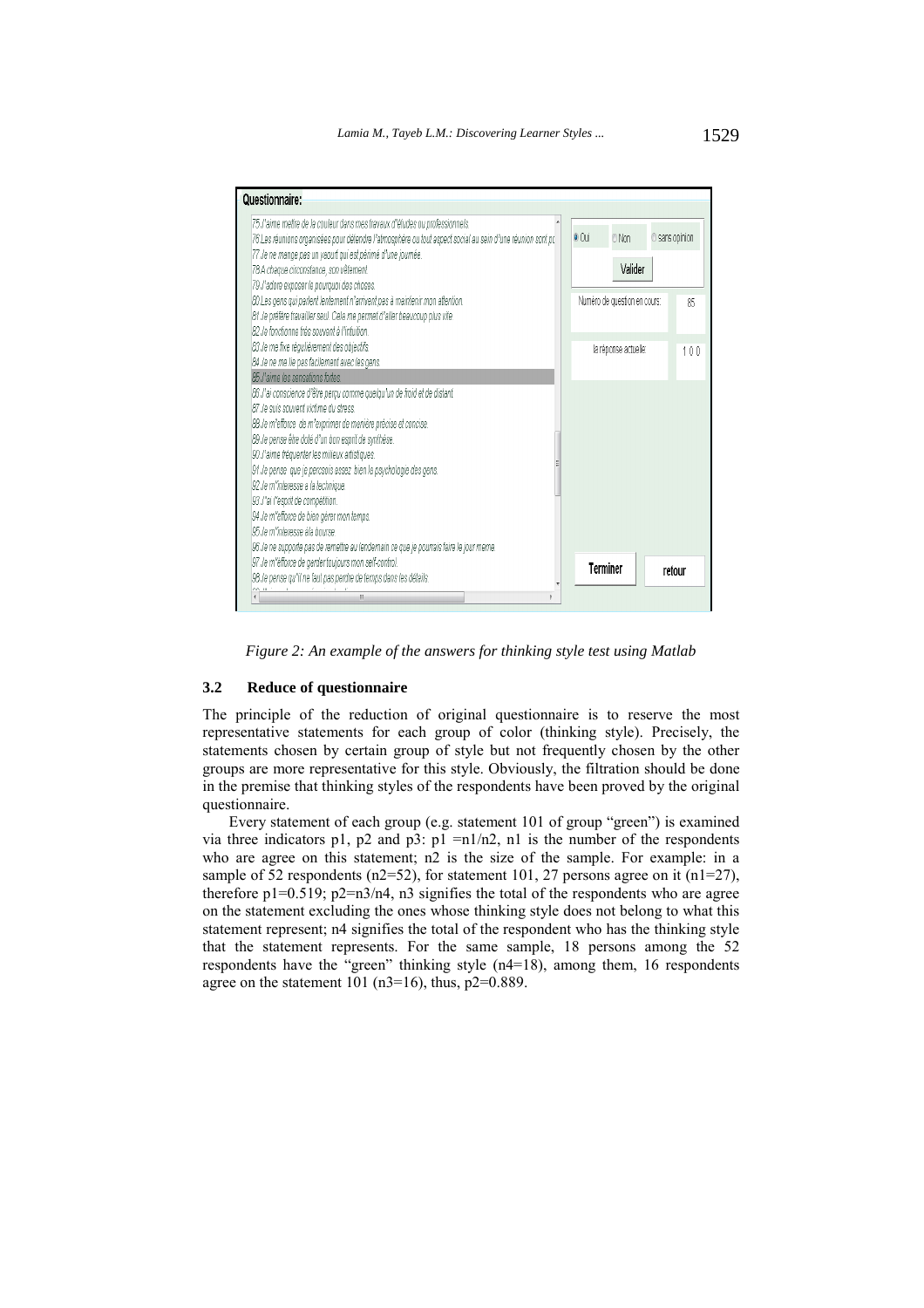Figure 2: An example of the answers for thinking style test using Matlab

### 3.2 Reduce of questionnaire

The principle of the reduction of original questionnaire is to reserve the most representative statements for each group of color (thinking style). Precisely, the statements chosen by certain group of style but not frequently chosen by the other groups are more representative for this style. Obviously, the filtration should be done in the premise that thinking styles of the respondents have been proved by the original questionnaire.

Every statement of each group (e.g. statement 101 of group "green") is examined via three indicators p1, p2 and p3: p1 =n1/n2, n1 is the number of the respondents who are agree on this statement; n2 is the size of the sample. For example: in a sample of 52 respondents (n2=52), for statement 101, 27 persons agree on it (n1=27), therefore p1=0.519; p2=n3/n4, n3 signifies the total of the respondents who are agree on the statement excluding the ones whose thinking style does not belong to what this statement represent; n4 signifies the total of the respondent who has the thinking style that the statement represents. For the same sample, 18 persons among the 52 respondents have the "green" thinking style (n4=18), among them, 16 respondents agree on the statement 101 (n3=16), thus, p2=0.889.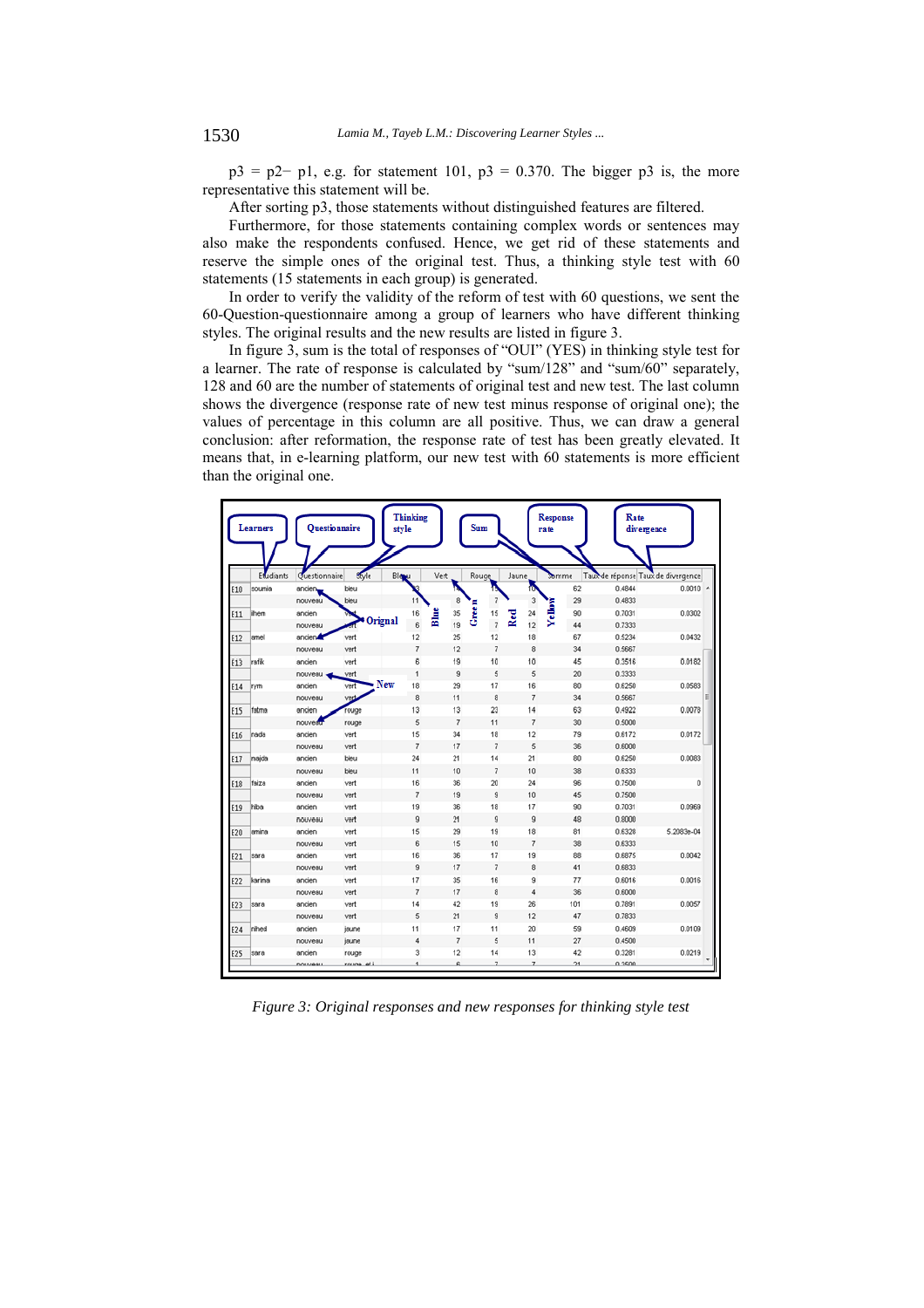p3 = p2− p1, e.g. for statement 101, p3 = 0.370. The bigger p3 is, the more representative this statement will be.

After sorting p3, those statements without distinguished features are filtered.

Furthermore, for those statements containing complex words or sentences may also make the respondents confused. Hence, we get rid of these statements and reserve the simple ones of the original test. Thus, a thinking style test with 60 statements (15 statements in each group) is generated.

In order to verify the validity of the reform of test with 60 questions, we sent the 60-Question-questionnaire among a group of learners who have different thinking styles. The original results and the new results are listed in figure 3.

In figure 3, sum is the total of responses of "OUI" (YES) in thinking style test for a learner. The rate of response is calculated by "sum/128" and "sum/60" separately, 128 and 60 are the number of statements of original test and new test. The last column shows the divergence (response rate of new test minus response of original one); the values of percentage in this column are all positive. Thus, we can draw a general conclusion: after reformation, the response rate of test has been greatly elevated. It means that, in e-learning platform, our new test with 60 statements is more efficient than the original one.

| | Etudiants | Questionnaire | Style | Bleu | Vert | Rouge | Jaune | Somme | Taux de réponse | Taux de divergence |
|---|---|---|---|---|---|---|---|---|---|---|
| E10 | soumia | ancien | bleu | 23 | 14 | 15 | 10 | 62 | 0.4844 | 0.0010 |
| | | nouveau | bleu | 11 | 8 | 7 | 3 | 29 | 0.4833 | |
| E11 | ilhem | ancien | vert | 16 | 35 | 15 | 24 | 90 | 0.7031 | 0.0302 |
| | | nouveau | vert | 6 | 19 | 7 | 12 | 44 | 0.7333 | |
| E12 | amel | ancien | vert | 12 | 25 | 12 | 18 | 67 | 0.5234 | 0.0432 |
| | | nouveau | vert | 7 | 12 | 7 | 8 | 34 | 0.5667 | |
| E13 | rafik | ancien | vert | 6 | 19 | 10 | 10 | 45 | 0.3516 | 0.0182 |
| | | nouveau | vert | 1 | 9 | 5 | 5 | 20 | 0.3333 | |
| E14 | rym | ancien | vert | 18 | 29 | 17 | 16 | 80 | 0.6250 | 0.0583 |
| | | nouveau | vert | 8 | 11 | 8 | 7 | 34 | 0.5667 | |
| E15 | fatma | ancien | rouge | 13 | 13 | 23 | 14 | 63 | 0.4922 | 0.0078 |
| | | nouveau | rouge | 5 | 7 | 11 | 7 | 30 | 0.5000 | |
| E16 | nada | ancien | vert | 15 | 34 | 18 | 12 | 79 | 0.6172 | 0.0172 |
| | | nouveau | vert | 7 | 17 | 7 | 5 | 36 | 0.6000 | |
| E17 | najda | ancien | bleu | 24 | 21 | 14 | 21 | 80 | 0.6250 | 0.0083 |
| | | nouveau | bleu | 11 | 10 | 7 | 10 | 38 | 0.6333 | |
| E18 | faiza | ancien | vert | 16 | 36 | 20 | 24 | 96 | 0.7500 | 0 |
| | | nouveau | vert | 7 | 19 | 9 | 10 | 45 | 0.7500 | |
| E19 | hiba | ancien | vert | 19 | 36 | 18 | 17 | 90 | 0.7031 | 0.0969 |
| | | nouveau | vert | 9 | 21 | 9 | 9 | 48 | 0.8000 | |
| E20 | amina | ancien | vert | 15 | 29 | 19 | 18 | 81 | 0.6328 | 5.2083e-04 |
| | | nouveau | vert | 6 | 15 | 10 | 7 | 38 | 0.6333 | |
| E21 | sara | ancien | vert | 16 | 36 | 17 | 19 | 88 | 0.6875 | 0.0042 |
| | | nouveau | vert | 9 | 17 | 7 | 8 | 41 | 0.6833 | |
| E22 | karima | ancien | vert | 17 | 35 | 16 | 9 | 77 | 0.6016 | 0.0016 |
| | | nouveau | vert | 7 | 17 | 8 | 4 | 36 | 0.6000 | |
| E23 | sara | ancien | vert | 14 | 42 | 19 | 26 | 101 | 0.7891 | 0.0057 |
| | | nouveau | vert | 5 | 21 | 9 | 12 | 47 | 0.7833 | |
| E24 | nihed | ancien | jaune | 11 | 17 | 11 | 20 | 59 | 0.4609 | 0.0109 |
| | | nouveau | jaune | 4 | 7 | 5 | 11 | 27 | 0.4500 | |
| E25 | sara | ancien | rouge | 3 | 12 | 14 | 13 | 42 | 0.3281 | 0.0219 |
| | | nouveau | rouge_el.. | 1 | 6 | 7 | 7 | 21 | 0.3500 | |

*Figure 3: Original responses and new responses for thinking style test*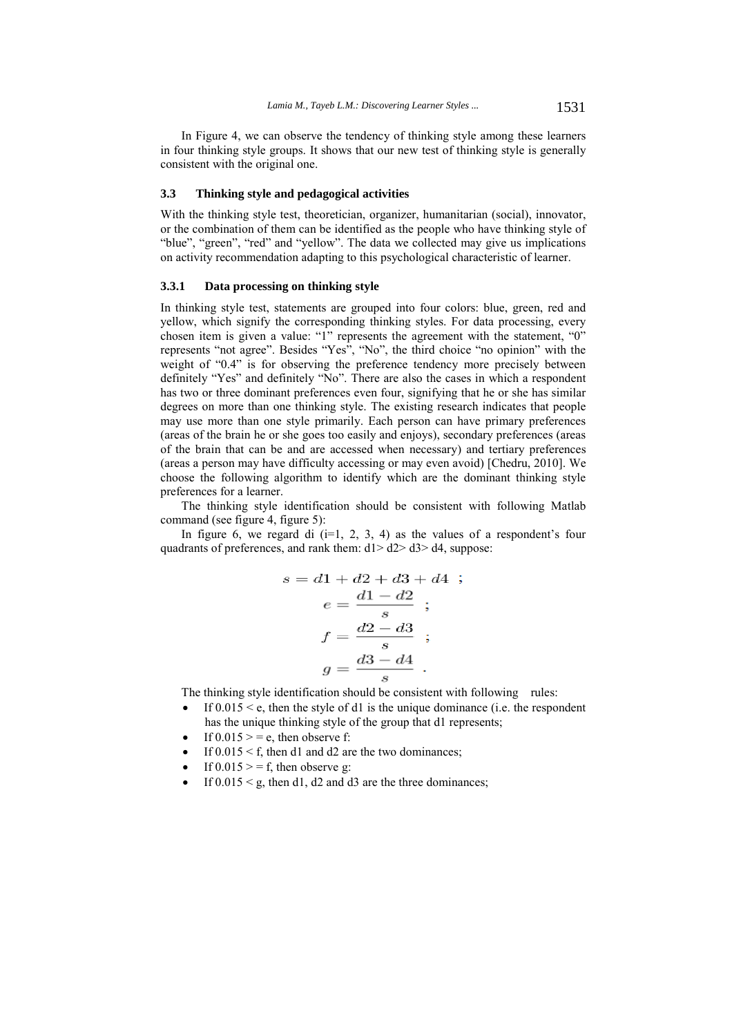In Figure 4, we can observe the tendency of thinking style among these learners in four thinking style groups. It shows that our new test of thinking style is generally consistent with the original one.

### 3.3 Thinking style and pedagogical activities

With the thinking style test, theoretician, organizer, humanitarian (social), innovator, or the combination of them can be identified as the people who have thinking style of "blue", "green", "red" and "yellow". The data we collected may give us implications on activity recommendation adapting to this psychological characteristic of learner.

#### 3.3.1 Data processing on thinking style

In thinking style test, statements are grouped into four colors: blue, green, red and yellow, which signify the corresponding thinking styles. For data processing, every chosen item is given a value: "1" represents the agreement with the statement, "0" represents "not agree". Besides "Yes", "No", the third choice "no opinion" with the weight of "0.4" is for observing the preference tendency more precisely between definitely "Yes" and definitely "No". There are also the cases in which a respondent has two or three dominant preferences even four, signifying that he or she has similar degrees on more than one thinking style. The existing research indicates that people may use more than one style primarily. Each person can have primary preferences (areas of the brain he or she goes too easily and enjoys), secondary preferences (areas of the brain that can be and are accessed when necessary) and tertiary preferences (areas a person may have difficulty accessing or may even avoid) [Chedru, 2010]. We choose the following algorithm to identify which are the dominant thinking style preferences for a learner.

The thinking style identification should be consistent with following Matlab command (see figure 4, figure 5):

In figure 6, we regard di (i=1, 2, 3, 4) as the values of a respondent's four quadrants of preferences, and rank them: $d1 > d2 > d3 > d4$, suppose:

$$s = d1 + d2 + d3 + d4 \;;$$

$$e = \frac{d1 - d2}{s} \;;$$

$$f = \frac{d2 - d3}{s} \;;$$

$$g = \frac{d3 - d4}{s} \;.$$

The thinking style identification should be consistent with following rules:

- If $0.015 < e$, then the style of d1 is the unique dominance (i.e. the respondent has the unique thinking style of the group that d1 represents;
- If $0.015 >= e$, then observe f:
- If $0.015 < f$, then d1 and d2 are the two dominances;
- If $0.015 >= f$, then observe g:
- If $0.015 < g$, then d1, d2 and d3 are the three dominances;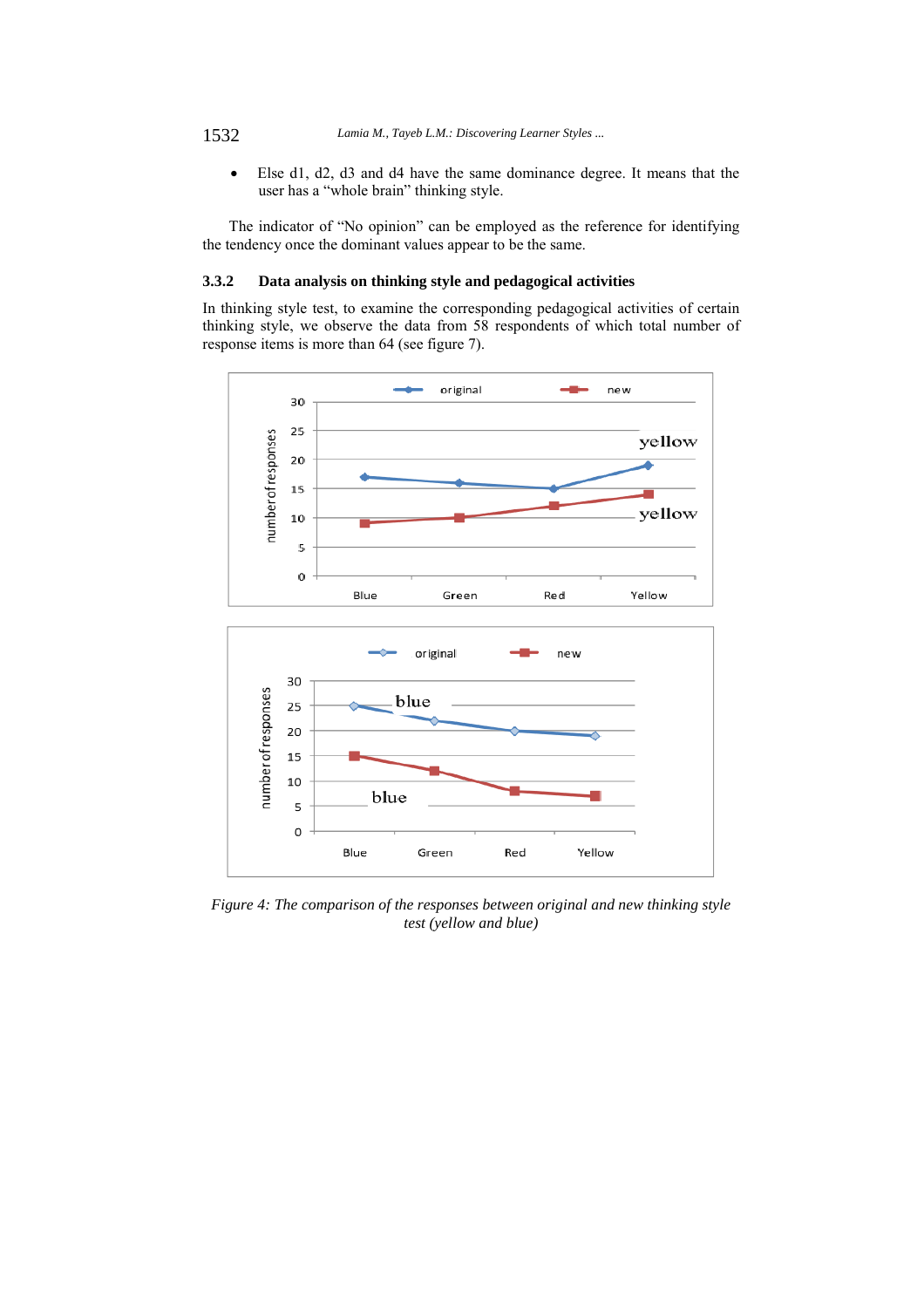- Else d1, d2, d3 and d4 have the same dominance degree. It means that the user has a "whole brain" thinking style.

The indicator of "No opinion" can be employed as the reference for identifying the tendency once the dominant values appear to be the same.

### 3.3.2 Data analysis on thinking style and pedagogical activities

In thinking style test, to examine the corresponding pedagogical activities of certain thinking style, we observe the data from 58 respondents of which total number of response items is more than 64 (see figure 7).

*Figure 4: The comparison of the responses between original and new thinking style test (yellow and blue)*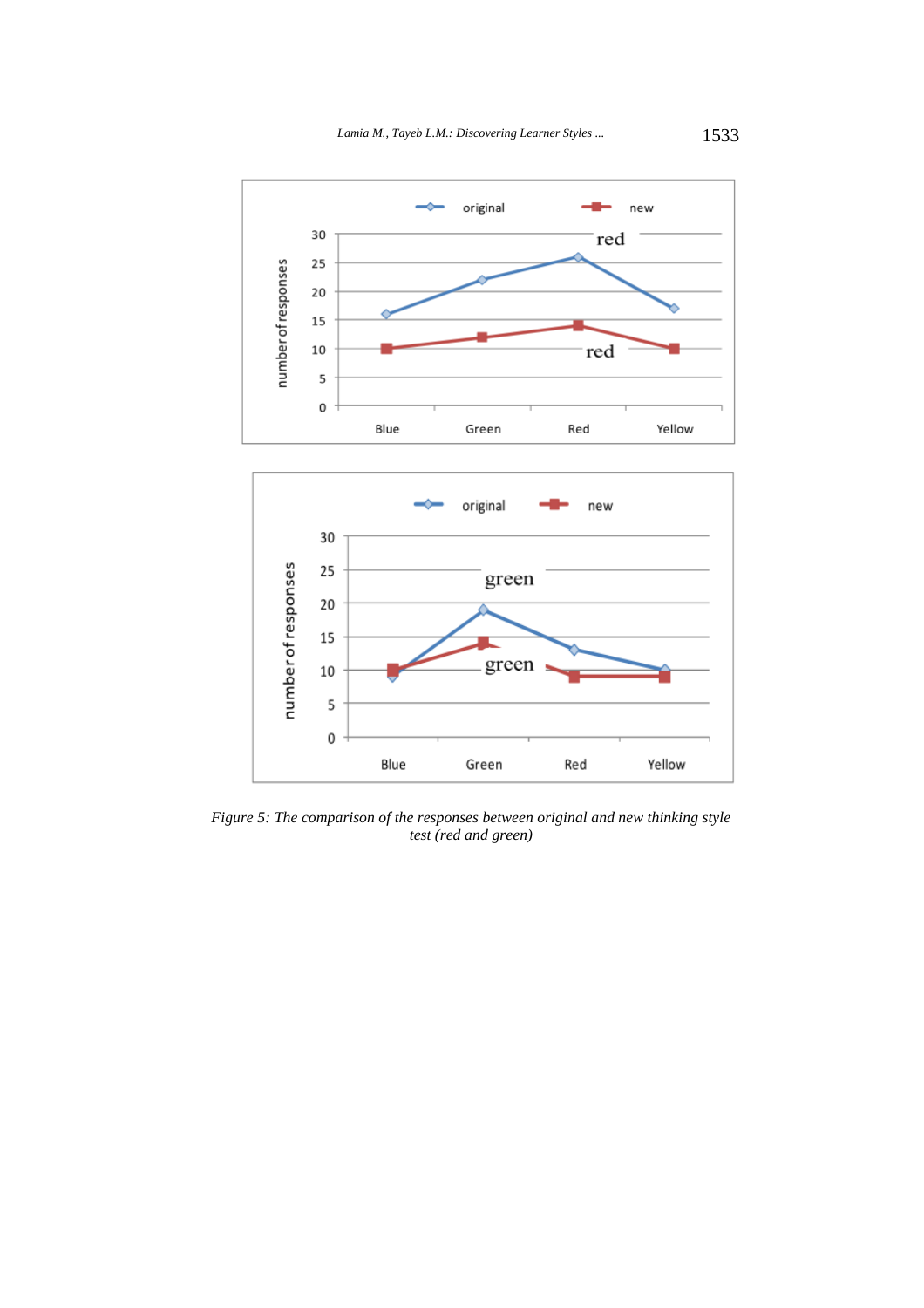*Figure 5: The comparison of the responses between original and new thinking style test (red and green)*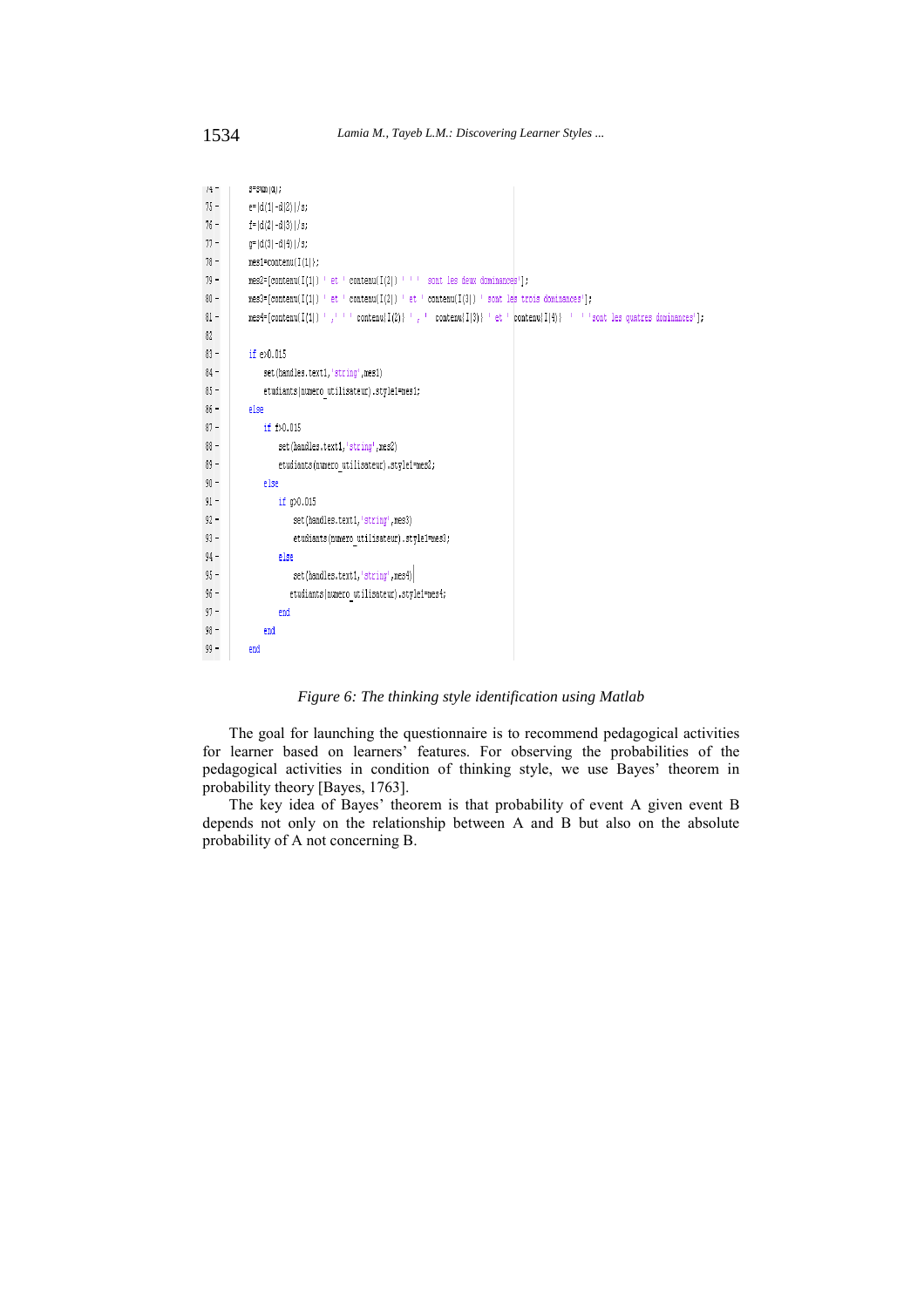```
74 -      s=sum(d);
75 -      e=(d(1)-d(2))/s;
76 -      f=(d(2)-d(3))/s;
77 -      g=(d(3)-d(4))/s;
78 -      mes1=contenu(I(1));
79 -      mes2=[contenu(I(1)) ' et ' contenu(I(2)) ' ' '  sont les deux dominances'];
80 -      mes3=[contenu(I(1)) ' et ' contenu(I(2)) ' et ' contenu(I(3)) ' sont les trois dominances'];
81 -      mes4=[contenu(I(1)) ' ,' ' ' contenu(I(2)) ' , '  contenu(I(3)) ' et ' contenu(I(4))  '  ' 'sont les quatres dominances'];
82
83 -      if e>0.015
84 -          set(handles.text1,'string',mes1)
85 -          etudiants(numero_utilisateur).style1=mes1;
86 -      else
87 -          if f>0.015
88 -              set(handles.text1,'string',mes2)
89 -              etudiants(numero_utilisateur).style1=mes2;
90 -          else
91 -              if g>0.015
92 -                  set(handles.text1,'string',mes3)
93 -                  etudiants(numero_utilisateur).style1=mes3;
94 -              else
95 -                  set(handles.text1,'string',mes4)
96 -                 etudiants(numero_utilisateur).style1=mes4;
97 -              end
98 -          end
99 -      end
```

*Figure 6: The thinking style identification using Matlab*

The goal for launching the questionnaire is to recommend pedagogical activities for learner based on learners' features. For observing the probabilities of the pedagogical activities in condition of thinking style, we use Bayes' theorem in probability theory [Bayes, 1763].

The key idea of Bayes' theorem is that probability of event A given event B depends not only on the relationship between A and B but also on the absolute probability of A not concerning B.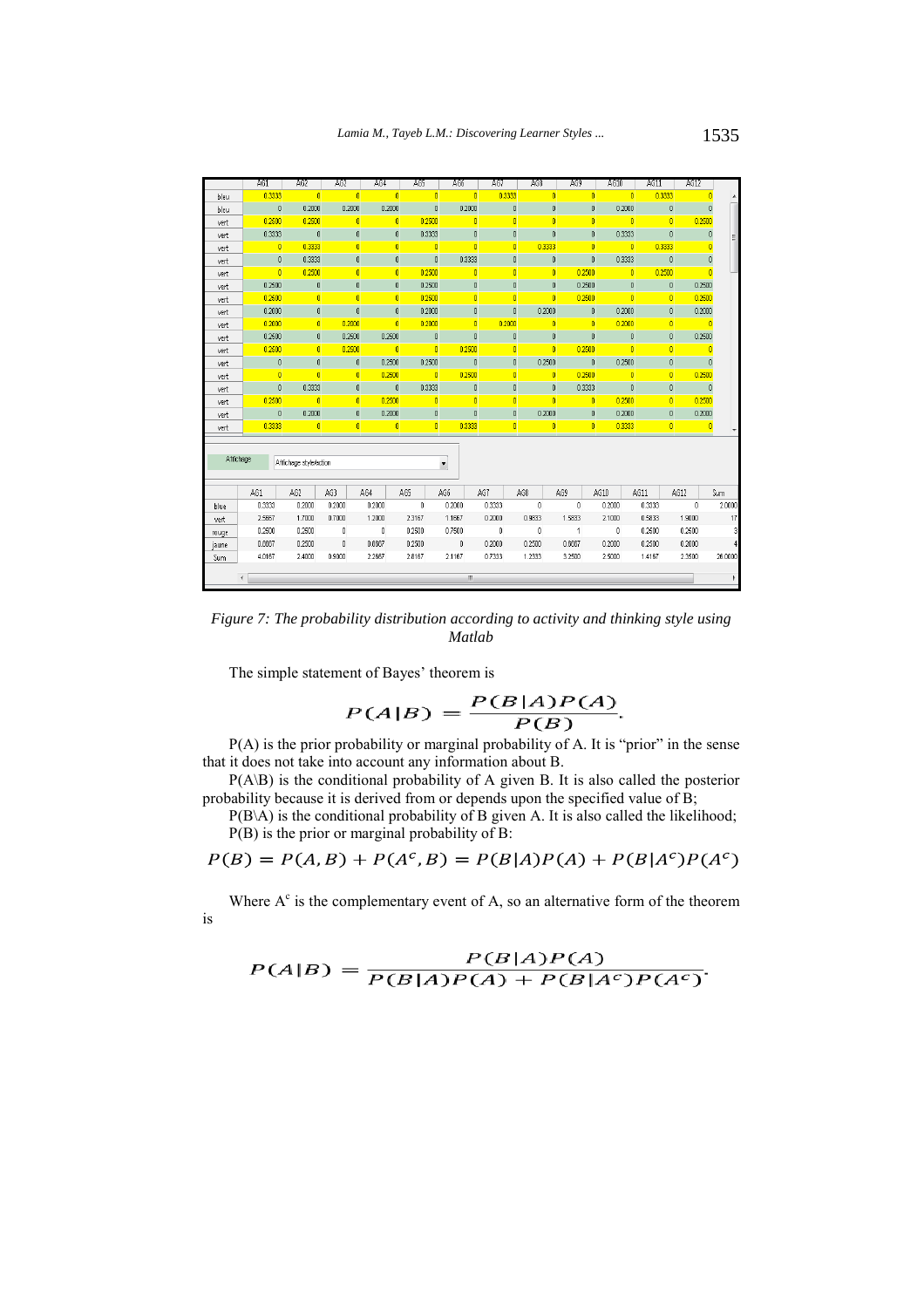|  | AG1 | AG2 | AG3 | AG4 | AG5 | AG6 | AG7 | AG8 | AG9 | AG10 | AG11 | AG12 |
|---|---|---|---|---|---|---|---|---|---|---|---|---|
| bleu | 0.3333 | 0 | 0 | 0 | 0 | 0 | 0.3333 | 0 | 0 | 0 | 0.3333 | 0 |
| bleu | 0 | 0.2000 | 0.2000 | 0.2000 | 0 | 0.2000 | 0 | 0 | 0 | 0.2000 | 0 | 0 |
| vert | 0.2500 | 0.2500 | 0 | 0 | 0.2500 | 0 | 0 | 0 | 0 | 0 | 0 | 0.2500 |
| vert | 0.3333 | 0 | 0 | 0 | 0.3333 | 0 | 0 | 0 | 0 | 0.3333 | 0 | 0 |
| vert | 0 | 0.3333 | 0 | 0 | 0 | 0 | 0 | 0.3333 | 0 | 0 | 0.3333 | 0 |
| vert | 0 | 0.3333 | 0 | 0 | 0 | 0.3333 | 0 | 0 | 0 | 0.3333 | 0 | 0 |
| vert | 0 | 0.2500 | 0 | 0 | 0.2500 | 0 | 0 | 0 | 0.2500 | 0 | 0.2500 | 0 |
| vert | 0.2500 | 0 | 0 | 0 | 0.2500 | 0 | 0 | 0 | 0.2500 | 0 | 0 | 0.2500 |
| vert | 0.2500 | 0 | 0 | 0 | 0.2500 | 0 | 0 | 0 | 0.2500 | 0 | 0 | 0.2500 |
| vert | 0.2000 | 0 | 0 | 0 | 0.2000 | 0 | 0 | 0.2000 | 0 | 0.2000 | 0 | 0.2000 |
| vert | 0.2000 | 0 | 0.2000 | 0 | 0.2000 | 0 | 0.2000 | 0 | 0 | 0.2000 | 0 | 0 |
| vert | 0.2500 | 0 | 0.2500 | 0.2500 | 0 | 0 | 0 | 0 | 0 | 0 | 0 | 0.2500 |
| vert | 0.2500 | 0 | 0.2500 | 0 | 0 | 0.2500 | 0 | 0 | 0.2500 | 0 | 0 | 0 |
| vert | 0 | 0 | 0 | 0.2500 | 0.2500 | 0 | 0 | 0.2500 | 0 | 0.2500 | 0 | 0 |
| vert | 0 | 0 | 0 | 0.2500 | 0 | 0.2500 | 0 | 0 | 0.2500 | 0 | 0 | 0.2500 |
| vert | 0 | 0.3333 | 0 | 0 | 0.3333 | 0 | 0 | 0 | 0.3333 | 0 | 0 | 0 |
| vert | 0.2500 | 0 | 0 | 0.2500 | 0 | 0 | 0 | 0 | 0 | 0.2500 | 0 | 0.2500 |
| vert | 0 | 0.2000 | 0 | 0.2000 | 0 | 0 | 0 | 0.2000 | 0 | 0.2000 | 0 | 0.2000 |
| vert | 0.3333 | 0 | 0 | 0 | 0 | 0.3333 | 0 | 0 | 0 | 0.3333 | 0 | 0 |

Affichage | Affichage style/action

|  | AG1 | AG2 | AG3 | AG4 | AG5 | AG6 | AG7 | AG8 | AG9 | AG10 | AG11 | AG12 | Sum |
|---|---|---|---|---|---|---|---|---|---|---|---|---|---|
| blue | 0.3333 | 0.2000 | 0.2000 | 0.2000 | 0 | 0.2000 | 0.3333 | 0 | 0 | 0.2000 | 0.3333 | 0 | 2.0000 |
| vert | 2.5667 | 1.7000 | 0.7000 | 1.2000 | 2.3167 | 1.1667 | 0.2000 | 0.9833 | 1.5833 | 2.1000 | 0.5833 | 1.9000 | 17 |
| rouge | 0.2500 | 0.2500 | 0 | 0 | 0.2500 | 0.7500 | 0 | 0 | 1 | 0 | 0.2500 | 0.2500 | 3 |
| jaune | 0.8667 | 0.2500 | 0 | 0.0667 | 0.2500 | 0 | 0.2000 | 0.2500 | 0.8667 | 0.2000 | 0.2500 | 0.2000 | 4 |
| Sum | 4.0167 | 2.4000 | 0.9000 | 2.2667 | 2.8167 | 2.1167 | 0.7333 | 1.2333 | 3.2500 | 2.5000 | 1.4167 | 2.3500 | 26.0000 |

*Figure 7: The probability distribution according to activity and thinking style using Matlab*

The simple statement of Bayes' theorem is

$$P(A|B) = \frac{P(B|A)P(A)}{P(B)}.$$

P(A) is the prior probability or marginal probability of A. It is "prior" in the sense that it does not take into account any information about B.

P(A\B) is the conditional probability of A given B. It is also called the posterior probability because it is derived from or depends upon the specified value of B;

P(B\A) is the conditional probability of B given A. It is also called the likelihood;

P(B) is the prior or marginal probability of B:

$$P(B) = P(A,B) + P(A^c,B) = P(B|A)P(A) + P(B|A^c)P(A^c)$$

Where $A^c$ is the complementary event of A, so an alternative form of the theorem is

$$P(A|B) = \frac{P(B|A)P(A)}{P(B|A)P(A) + P(B|A^c)P(A^c)}.$$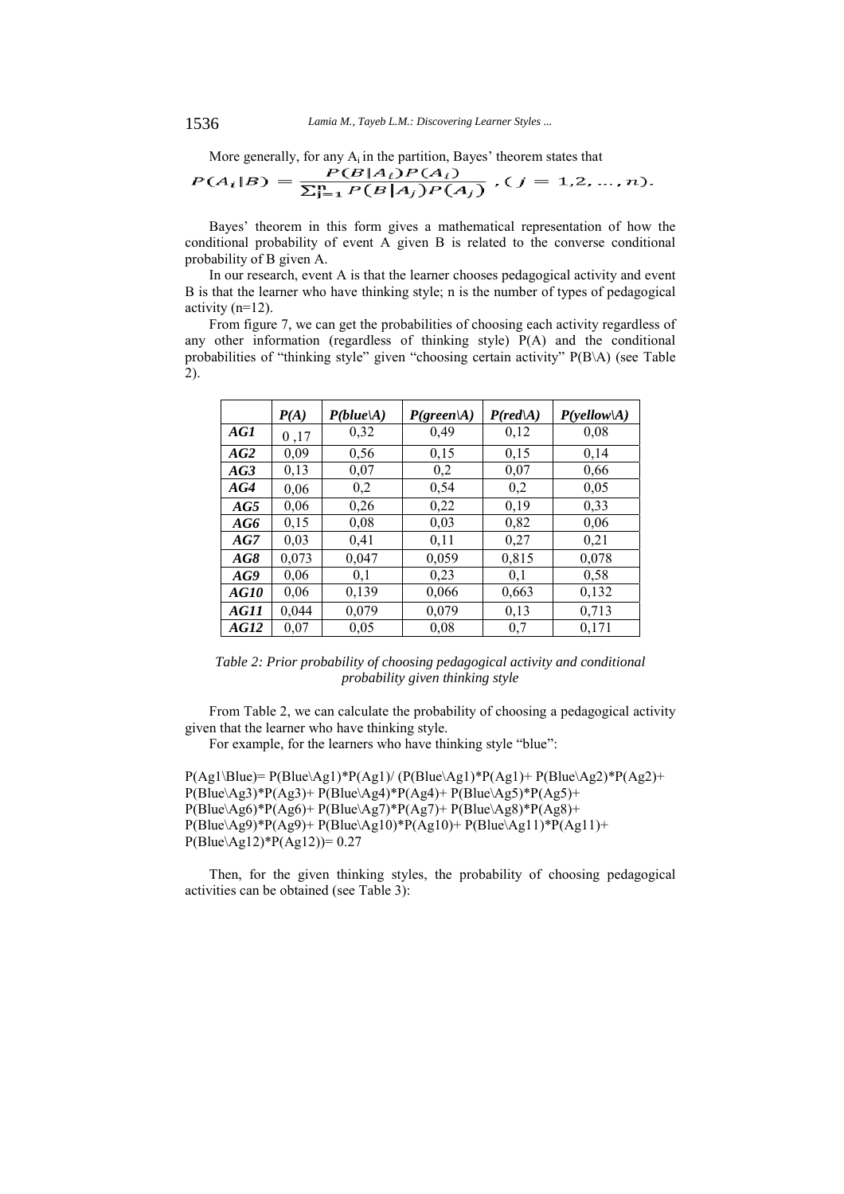More generally, for any $A_i$ in the partition, Bayes' theorem states that

$$P(A_i|B) = \frac{P(B|A_i)P(A_i)}{\sum_{j=1}^{n} P(B|A_j)P(A_j)}, (j = 1,2,\dots,n).$$

Bayes' theorem in this form gives a mathematical representation of how the conditional probability of event A given B is related to the converse conditional probability of B given A.

In our research, event A is that the learner chooses pedagogical activity and event B is that the learner who have thinking style; n is the number of types of pedagogical activity (n=12).

From figure 7, we can get the probabilities of choosing each activity regardless of any other information (regardless of thinking style) P(A) and the conditional probabilities of "thinking style" given "choosing certain activity" P(B\A) (see Table 2).

| | *P(A)* | *P(blue\A)* | *P(green\A)* | *P(red\A)* | *P(yellow\A)* |
|---|---|---|---|---|---|
| ***AG1*** | 0 ,17 | 0,32 | 0,49 | 0,12 | 0,08 |
| ***AG2*** | 0,09 | 0,56 | 0,15 | 0,15 | 0,14 |
| ***AG3*** | 0,13 | 0,07 | 0,2 | 0,07 | 0,66 |
| ***AG4*** | 0,06 | 0,2 | 0,54 | 0,2 | 0,05 |
| ***AG5*** | 0,06 | 0,26 | 0,22 | 0,19 | 0,33 |
| ***AG6*** | 0,15 | 0,08 | 0,03 | 0,82 | 0,06 |
| ***AG7*** | 0,03 | 0,41 | 0,11 | 0,27 | 0,21 |
| ***AG8*** | 0,073 | 0,047 | 0,059 | 0,815 | 0,078 |
| ***AG9*** | 0,06 | 0,1 | 0,23 | 0,1 | 0,58 |
| ***AG10*** | 0,06 | 0,139 | 0,066 | 0,663 | 0,132 |
| ***AG11*** | 0,044 | 0,079 | 0,079 | 0,13 | 0,713 |
| ***AG12*** | 0,07 | 0,05 | 0,08 | 0,7 | 0,171 |

*Table 2: Prior probability of choosing pedagogical activity and conditional probability given thinking style*

From Table 2, we can calculate the probability of choosing a pedagogical activity given that the learner who have thinking style.

For example, for the learners who have thinking style "blue":

P(Ag1\Blue)= P(Blue\Ag1)*P(Ag1)/ (P(Blue\Ag1)*P(Ag1)+ P(Blue\Ag2)*P(Ag2)+ P(Blue\Ag3)*P(Ag3)+ P(Blue\Ag4)*P(Ag4)+ P(Blue\Ag5)*P(Ag5)+ P(Blue\Ag6)*P(Ag6)+ P(Blue\Ag7)*P(Ag7)+ P(Blue\Ag8)*P(Ag8)+ P(Blue\Ag9)*P(Ag9)+ P(Blue\Ag10)*P(Ag10)+ P(Blue\Ag11)*P(Ag11)+ P(Blue\Ag12)*P(Ag12))= 0.27

Then, for the given thinking styles, the probability of choosing pedagogical activities can be obtained (see Table 3):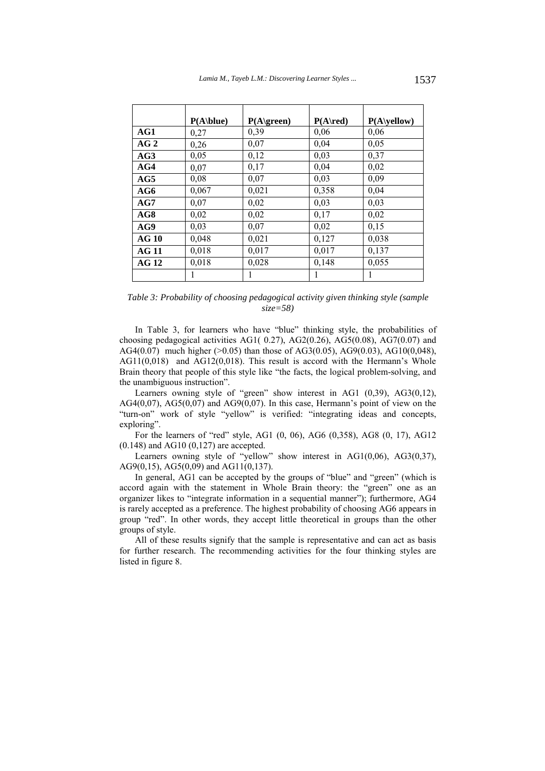| | P(A\blue) | P(A\green) | P(A\red) | P(A\yellow) |
|---|---|---|---|---|
| **AG1** | 0,27 | 0,39 | 0,06 | 0,06 |
| **AG 2** | 0,26 | 0,07 | 0,04 | 0,05 |
| **AG3** | 0,05 | 0,12 | 0,03 | 0,37 |
| **AG4** | 0,07 | 0,17 | 0,04 | 0,02 |
| **AG5** | 0,08 | 0,07 | 0,03 | 0,09 |
| **AG6** | 0,067 | 0,021 | 0,358 | 0,04 |
| **AG7** | 0,07 | 0,02 | 0,03 | 0,03 |
| **AG8** | 0,02 | 0,02 | 0,17 | 0,02 |
| **AG9** | 0,03 | 0,07 | 0,02 | 0,15 |
| **AG 10** | 0,048 | 0,021 | 0,127 | 0,038 |
| **AG 11** | 0,018 | 0,017 | 0,017 | 0,137 |
| **AG 12** | 0,018 | 0,028 | 0,148 | 0,055 |
| | 1 | 1 | 1 | 1 |

*Table 3: Probability of choosing pedagogical activity given thinking style (sample size=58)*

In Table 3, for learners who have "blue" thinking style, the probabilities of choosing pedagogical activities AG1( 0.27), AG2(0.26), AG5(0.08), AG7(0.07) and AG4(0.07) much higher (>0.05) than those of AG3(0.05), AG9(0.03), AG10(0,048), AG11(0,018) and AG12(0,018). This result is accord with the Hermann's Whole Brain theory that people of this style like "the facts, the logical problem-solving, and the unambiguous instruction".

Learners owning style of "green" show interest in AG1 (0,39), AG3(0,12), AG4(0,07), AG5(0,07) and AG9(0,07). In this case, Hermann's point of view on the "turn-on" work of style "yellow" is verified: "integrating ideas and concepts, exploring".

For the learners of "red" style, AG1 (0, 06), AG6 (0,358), AG8 (0, 17), AG12 (0.148) and AG10 (0,127) are accepted.

Learners owning style of "yellow" show interest in AG1(0,06), AG3(0,37), AG9(0,15), AG5(0,09) and AG11(0,137).

In general, AG1 can be accepted by the groups of "blue" and "green" (which is accord again with the statement in Whole Brain theory: the "green" one as an organizer likes to "integrate information in a sequential manner"); furthermore, AG4 is rarely accepted as a preference. The highest probability of choosing AG6 appears in group "red". In other words, they accept little theoretical in groups than the other groups of style.

All of these results signify that the sample is representative and can act as basis for further research. The recommending activities for the four thinking styles are listed in figure 8.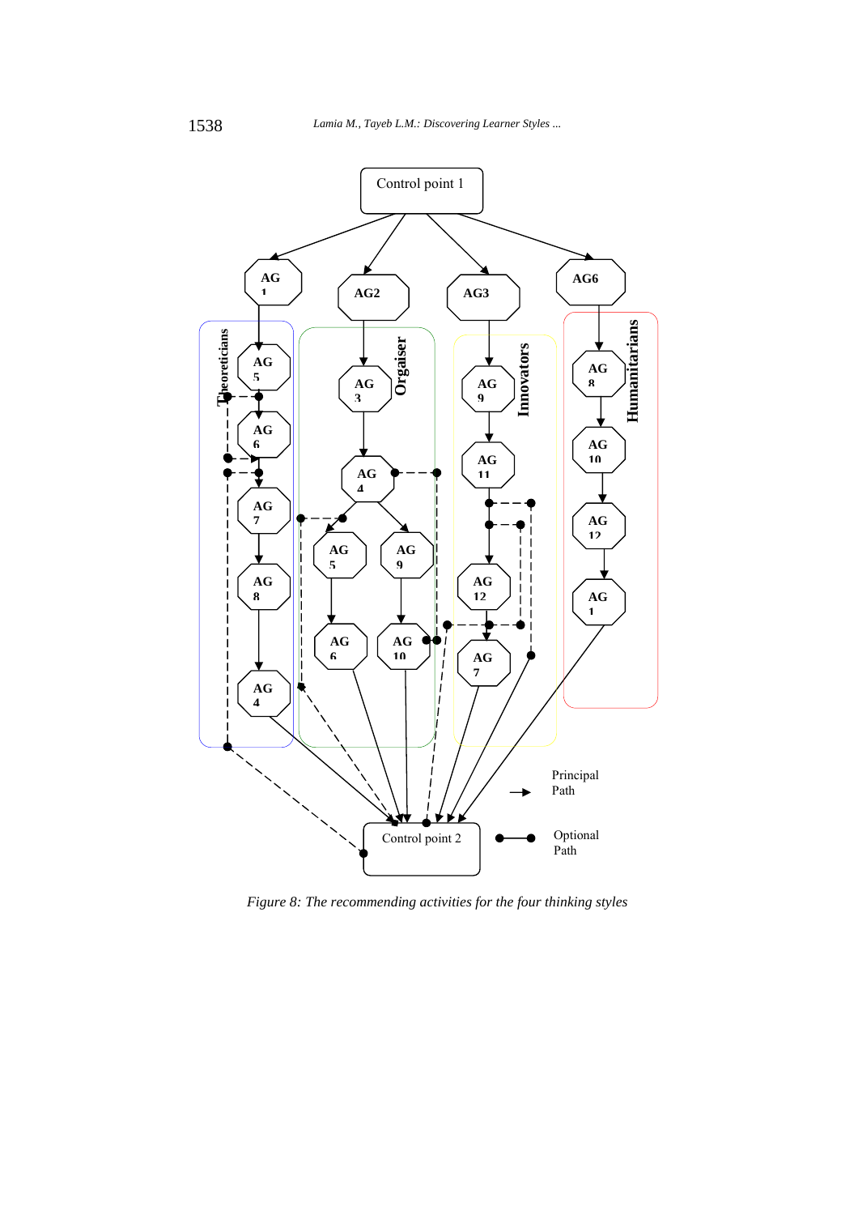*Figure 8: The recommending activities for the four thinking styles*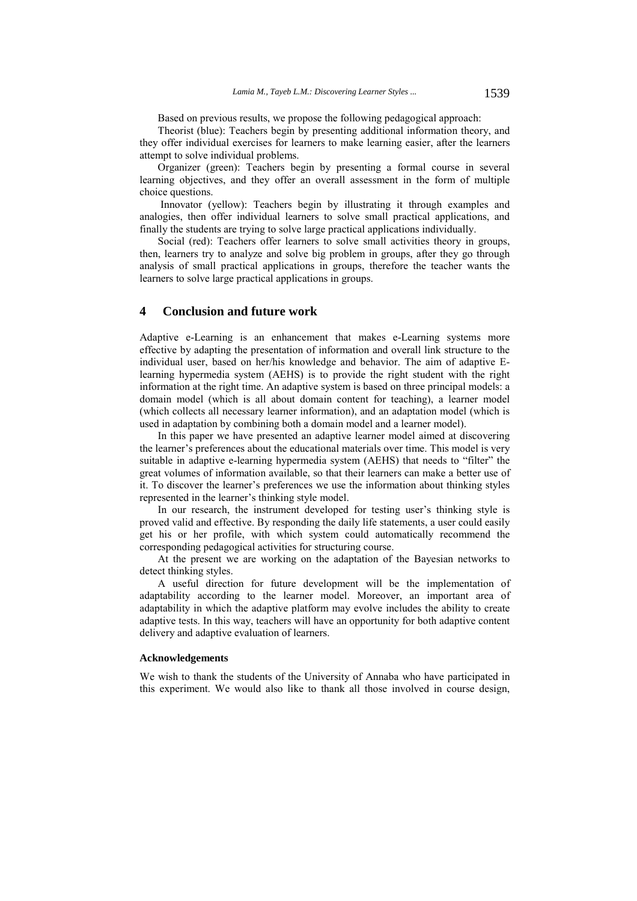Based on previous results, we propose the following pedagogical approach:

Theorist (blue): Teachers begin by presenting additional information theory, and they offer individual exercises for learners to make learning easier, after the learners attempt to solve individual problems.

Organizer (green): Teachers begin by presenting a formal course in several learning objectives, and they offer an overall assessment in the form of multiple choice questions.

Innovator (yellow): Teachers begin by illustrating it through examples and analogies, then offer individual learners to solve small practical applications, and finally the students are trying to solve large practical applications individually.

Social (red): Teachers offer learners to solve small activities theory in groups, then, learners try to analyze and solve big problem in groups, after they go through analysis of small practical applications in groups, therefore the teacher wants the learners to solve large practical applications in groups.

## 4 Conclusion and future work

Adaptive e-Learning is an enhancement that makes e-Learning systems more effective by adapting the presentation of information and overall link structure to the individual user, based on her/his knowledge and behavior. The aim of adaptive E-learning hypermedia system (AEHS) is to provide the right student with the right information at the right time. An adaptive system is based on three principal models: a domain model (which is all about domain content for teaching), a learner model (which collects all necessary learner information), and an adaptation model (which is used in adaptation by combining both a domain model and a learner model).

In this paper we have presented an adaptive learner model aimed at discovering the learner's preferences about the educational materials over time. This model is very suitable in adaptive e-learning hypermedia system (AEHS) that needs to "filter" the great volumes of information available, so that their learners can make a better use of it. To discover the learner's preferences we use the information about thinking styles represented in the learner's thinking style model.

In our research, the instrument developed for testing user's thinking style is proved valid and effective. By responding the daily life statements, a user could easily get his or her profile, with which system could automatically recommend the corresponding pedagogical activities for structuring course.

At the present we are working on the adaptation of the Bayesian networks to detect thinking styles.

A useful direction for future development will be the implementation of adaptability according to the learner model. Moreover, an important area of adaptability in which the adaptive platform may evolve includes the ability to create adaptive tests. In this way, teachers will have an opportunity for both adaptive content delivery and adaptive evaluation of learners.

#### Acknowledgements

We wish to thank the students of the University of Annaba who have participated in this experiment. We would also like to thank all those involved in course design,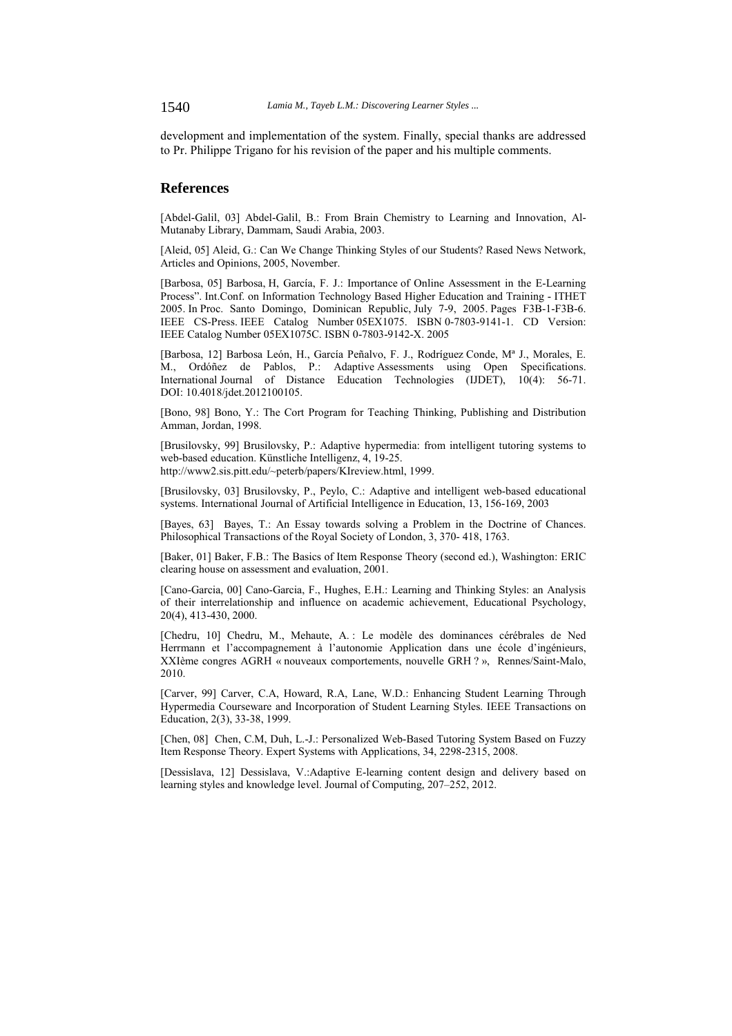development and implementation of the system. Finally, special thanks are addressed to Pr. Philippe Trigano for his revision of the paper and his multiple comments.

## References

[Abdel-Galil, 03] Abdel-Galil, B.: From Brain Chemistry to Learning and Innovation, Al-Mutanaby Library, Dammam, Saudi Arabia, 2003.

[Aleid, 05] Aleid, G.: Can We Change Thinking Styles of our Students? Rased News Network, Articles and Opinions, 2005, November.

[Barbosa, 05] Barbosa, H, García, F. J.: Importance of Online Assessment in the E-Learning Process". Int.Conf. on Information Technology Based Higher Education and Training - ITHET 2005. In Proc. Santo Domingo, Dominican Republic, July 7-9, 2005. Pages F3B-1-F3B-6. IEEE CS-Press. IEEE Catalog Number 05EX1075. ISBN 0-7803-9141-1. CD Version: IEEE Catalog Number 05EX1075C. ISBN 0-7803-9142-X. 2005

[Barbosa, 12] Barbosa León, H., García Peñalvo, F. J., Rodríguez Conde, Mª J., Morales, E. M., Ordóñez de Pablos, P.: Adaptive Assessments using Open Specifications. International Journal of Distance Education Technologies (IJDET), 10(4): 56-71. DOI: 10.4018/jdet.2012100105.

[Bono, 98] Bono, Y.: The Cort Program for Teaching Thinking, Publishing and Distribution Amman, Jordan, 1998.

[Brusilovsky, 99] Brusilovsky, P.: Adaptive hypermedia: from intelligent tutoring systems to web-based education. Künstliche Intelligenz, 4, 19-25. http://www2.sis.pitt.edu/~peterb/papers/KIreview.html, 1999.

[Brusilovsky, 03] Brusilovsky, P., Peylo, C.: Adaptive and intelligent web-based educational systems. International Journal of Artificial Intelligence in Education, 13, 156-169, 2003

[Bayes, 63] Bayes, T.: An Essay towards solving a Problem in the Doctrine of Chances. Philosophical Transactions of the Royal Society of London, 3, 370- 418, 1763.

[Baker, 01] Baker, F.B.: The Basics of Item Response Theory (second ed.), Washington: ERIC clearing house on assessment and evaluation, 2001.

[Cano-Garcia, 00] Cano-Garcia, F., Hughes, E.H.: Learning and Thinking Styles: an Analysis of their interrelationship and influence on academic achievement, Educational Psychology, 20(4), 413-430, 2000.

[Chedru, 10] Chedru, M., Mehaute, A. : Le modèle des dominances cérébrales de Ned Herrmann et l'accompagnement à l'autonomie Application dans une école d'ingénieurs, XXIème congres AGRH « nouveaux comportements, nouvelle GRH ? », Rennes/Saint-Malo, 2010.

[Carver, 99] Carver, C.A, Howard, R.A, Lane, W.D.: Enhancing Student Learning Through Hypermedia Courseware and Incorporation of Student Learning Styles. IEEE Transactions on Education, 2(3), 33-38, 1999.

[Chen, 08] Chen, C.M, Duh, L.-J.: Personalized Web-Based Tutoring System Based on Fuzzy Item Response Theory. Expert Systems with Applications, 34, 2298-2315, 2008.

[Dessislava, 12] Dessislava, V.:Adaptive E-learning content design and delivery based on learning styles and knowledge level. Journal of Computing, 207–252, 2012.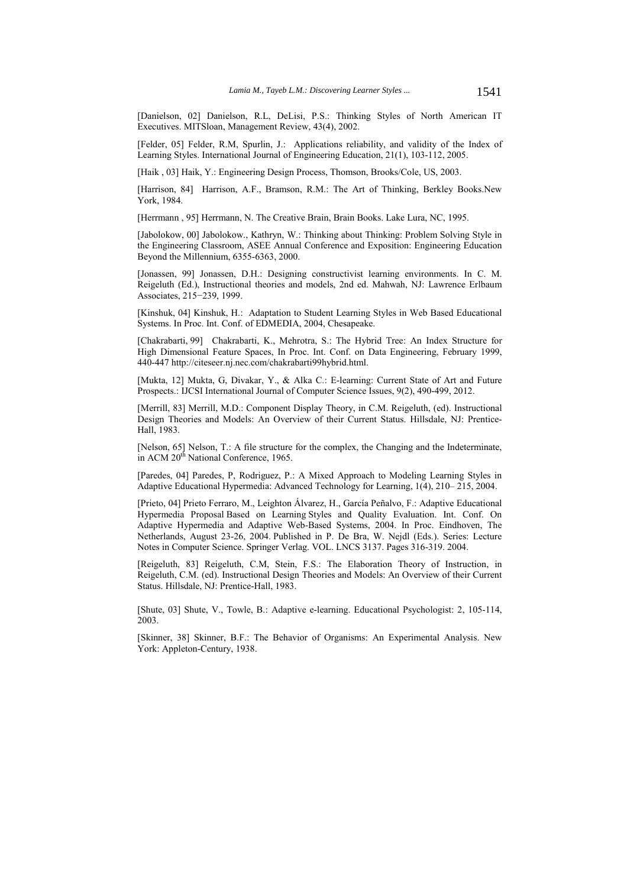[Danielson, 02] Danielson, R.L, DeLisi, P.S.: Thinking Styles of North American IT Executives. MITSloan, Management Review, 43(4), 2002.

[Felder, 05] Felder, R.M, Spurlin, J.: Applications reliability, and validity of the Index of Learning Styles. International Journal of Engineering Education, 21(1), 103-112, 2005.

[Haik , 03] Haik, Y.: Engineering Design Process, Thomson, Brooks/Cole, US, 2003.

[Harrison, 84] Harrison, A.F., Bramson, R.M.: The Art of Thinking, Berkley Books.New York, 1984.

[Herrmann , 95] Herrmann, N. The Creative Brain, Brain Books. Lake Lura, NC, 1995.

[Jabolokow, 00] Jabolokow., Kathryn, W.: Thinking about Thinking: Problem Solving Style in the Engineering Classroom, ASEE Annual Conference and Exposition: Engineering Education Beyond the Millennium, 6355-6363, 2000.

[Jonassen, 99] Jonassen, D.H.: Designing constructivist learning environments. In C. M. Reigeluth (Ed.), Instructional theories and models, 2nd ed. Mahwah, NJ: Lawrence Erlbaum Associates, 215−239, 1999.

[Kinshuk, 04] Kinshuk, H.: Adaptation to Student Learning Styles in Web Based Educational Systems. In Proc. Int. Conf. of EDMEDIA, 2004, Chesapeake.

[Chakrabarti, 99] Chakrabarti, K., Mehrotra, S.: The Hybrid Tree: An Index Structure for High Dimensional Feature Spaces, In Proc. Int. Conf. on Data Engineering, February 1999, 440-447 http://citeseer.nj.nec.com/chakrabarti99hybrid.html.

[Mukta, 12] Mukta, G, Divakar, Y., & Alka C.: E-learning: Current State of Art and Future Prospects.: IJCSI International Journal of Computer Science Issues, 9(2), 490-499, 2012.

[Merrill, 83] Merrill, M.D.: Component Display Theory, in C.M. Reigeluth, (ed). Instructional Design Theories and Models: An Overview of their Current Status. Hillsdale, NJ: Prentice-Hall, 1983.

[Nelson, 65] Nelson, T.: A file structure for the complex, the Changing and the Indeterminate, in ACM 20th National Conference, 1965.

[Paredes, 04] Paredes, P, Rodriguez, P.: A Mixed Approach to Modeling Learning Styles in Adaptive Educational Hypermedia: Advanced Technology for Learning, 1(4), 210– 215, 2004.

[Prieto, 04] Prieto Ferraro, M., Leighton Álvarez, H., García Peñalvo, F.: Adaptive Educational Hypermedia Proposal Based on Learning Styles and Quality Evaluation. Int. Conf. On Adaptive Hypermedia and Adaptive Web-Based Systems, 2004. In Proc. Eindhoven, The Netherlands, August 23-26, 2004. Published in P. De Bra, W. Nejdl (Eds.). Series: Lecture Notes in Computer Science. Springer Verlag. VOL. LNCS 3137. Pages 316-319. 2004.

[Reigeluth, 83] Reigeluth, C.M, Stein, F.S.: The Elaboration Theory of Instruction, in Reigeluth, C.M. (ed). Instructional Design Theories and Models: An Overview of their Current Status. Hillsdale, NJ: Prentice-Hall, 1983.

[Shute, 03] Shute, V., Towle, B.: Adaptive e-learning. Educational Psychologist: 2, 105-114, 2003.

[Skinner, 38] Skinner, B.F.: The Behavior of Organisms: An Experimental Analysis. New York: Appleton-Century, 1938.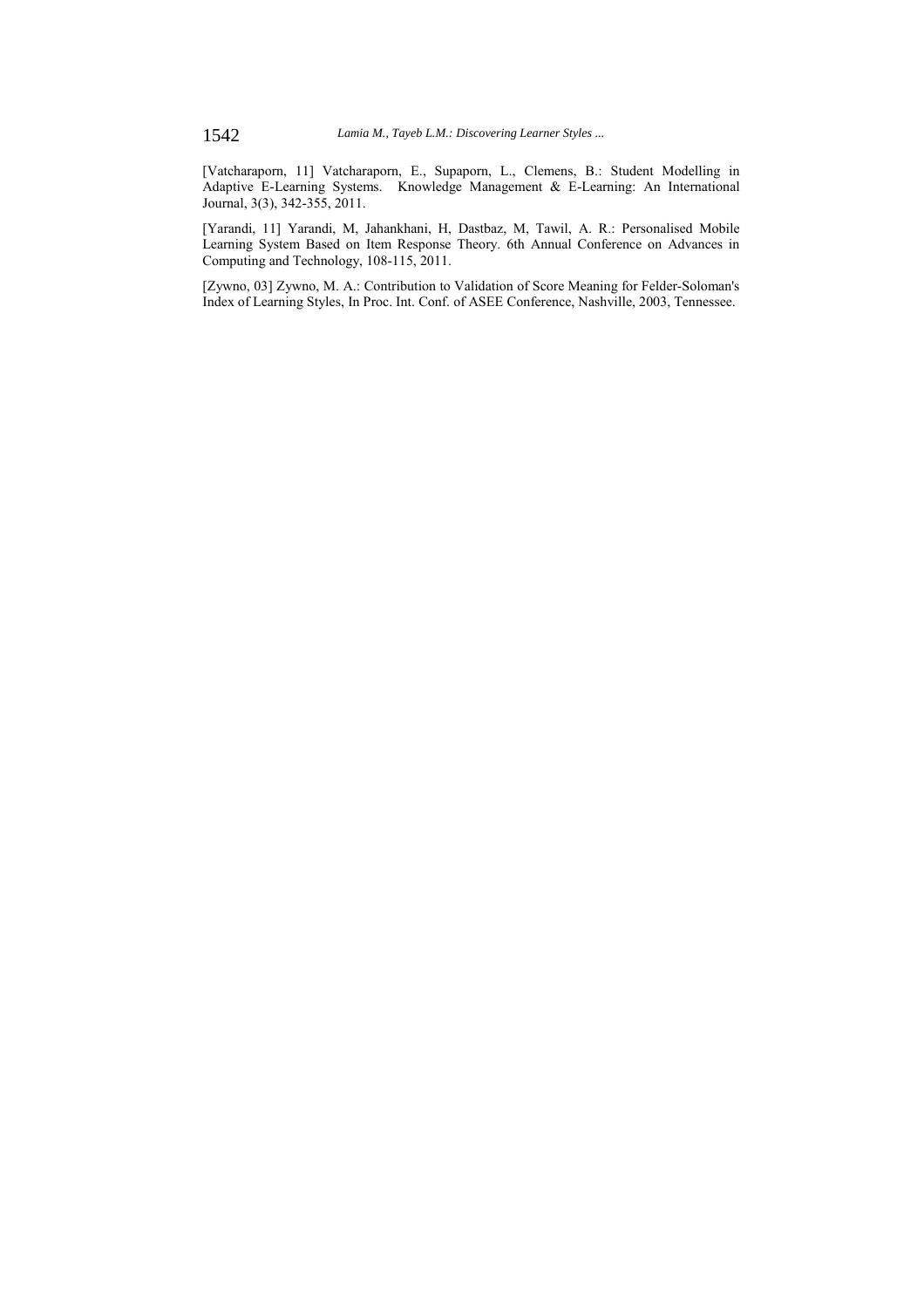[Vatcharaporn, 11] Vatcharaporn, E., Supaporn, L., Clemens, B.: Student Modelling in Adaptive E-Learning Systems. Knowledge Management & E-Learning: An International Journal, 3(3), 342-355, 2011.

[Yarandi, 11] Yarandi, M, Jahankhani, H, Dastbaz, M, Tawil, A. R.: Personalised Mobile Learning System Based on Item Response Theory. 6th Annual Conference on Advances in Computing and Technology, 108-115, 2011.

[Zywno, 03] Zywno, M. A.: Contribution to Validation of Score Meaning for Felder-Soloman's Index of Learning Styles, In Proc. Int. Conf. of ASEE Conference, Nashville, 2003, Tennessee.